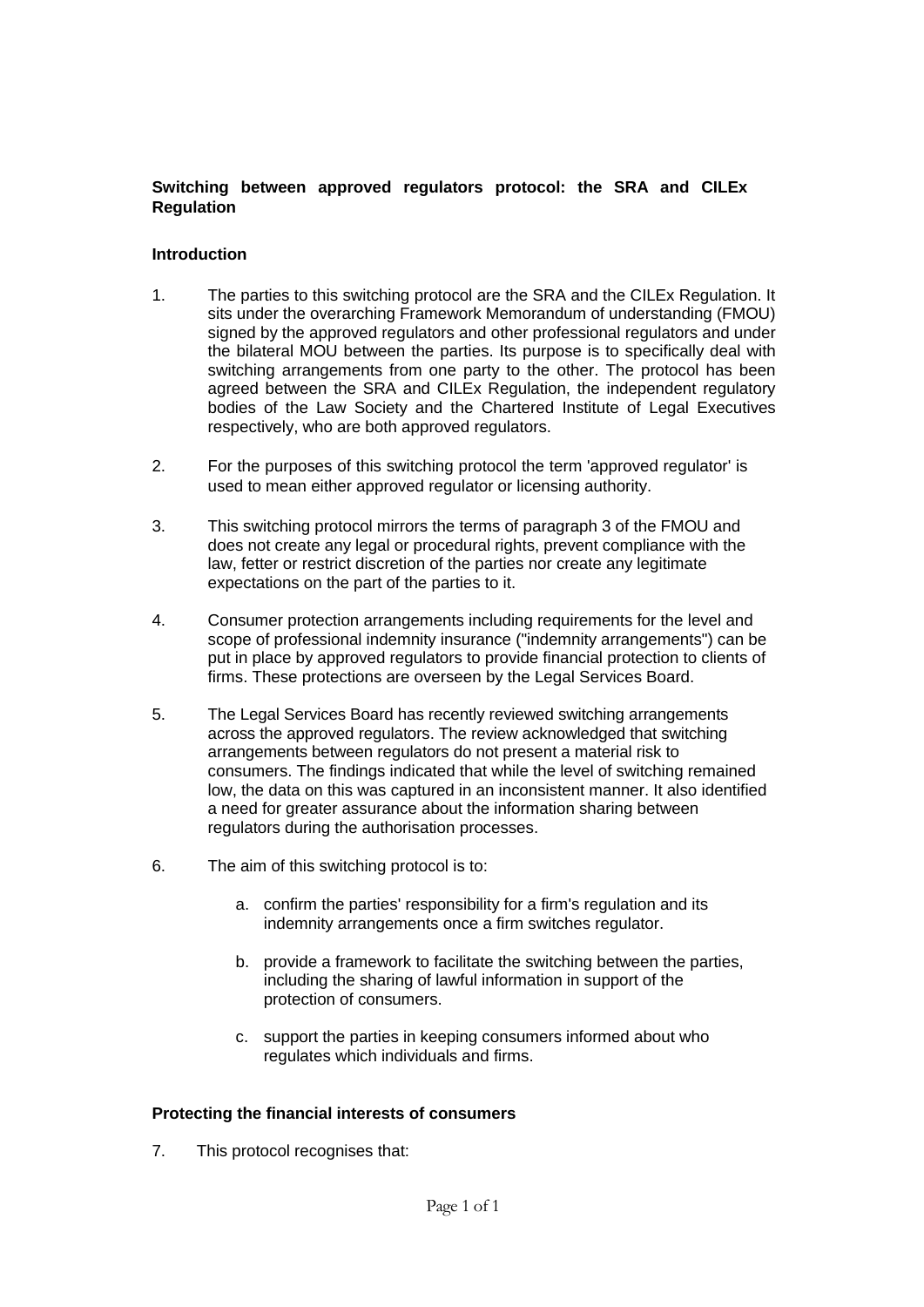**Switching between approved regulators protocol: the SRA and CILEx Regulation**

**Introduction**

1. The parties to this switching protocol are the SRA and the CILEx Regulation. It sits under the overarching Framework Memorandum of understanding (FMOU) signed by the approved regulators and other professional regulators and under the bilateral MOU between the parties. Its purpose is to specifically deal with switching arrangements from one party to the other. The protocol has been agreed between the SRA and CILEx Regulation, the independent regulatory bodies of the Law Society and the Chartered Institute of Legal Executives respectively, who are both approved regulators.

2. For the purposes of this switching protocol the term 'approved regulator' is used to mean either approved regulator or licensing authority.

3. This switching protocol mirrors the terms of paragraph 3 of the FMOU and does not create any legal or procedural rights, prevent compliance with the law, fetter or restrict discretion of the parties nor create any legitimate expectations on the part of the parties to it.

4. Consumer protection arrangements including requirements for the level and scope of professional indemnity insurance ("indemnity arrangements") can be put in place by approved regulators to provide financial protection to clients of firms. These protections are overseen by the Legal Services Board.

5. The Legal Services Board has recently reviewed switching arrangements across the approved regulators. The review acknowledged that switching arrangements between regulators do not present a material risk to consumers. The findings indicated that while the level of switching remained low, the data on this was captured in an inconsistent manner. It also identified a need for greater assurance about the information sharing between regulators during the authorisation processes.

6. The aim of this switching protocol is to:

   a. confirm the parties' responsibility for a firm's regulation and its indemnity arrangements once a firm switches regulator.

   b. provide a framework to facilitate the switching between the parties, including the sharing of lawful information in support of the protection of consumers.

   c. support the parties in keeping consumers informed about who regulates which individuals and firms.

**Protecting the financial interests of consumers**

7. This protocol recognises that: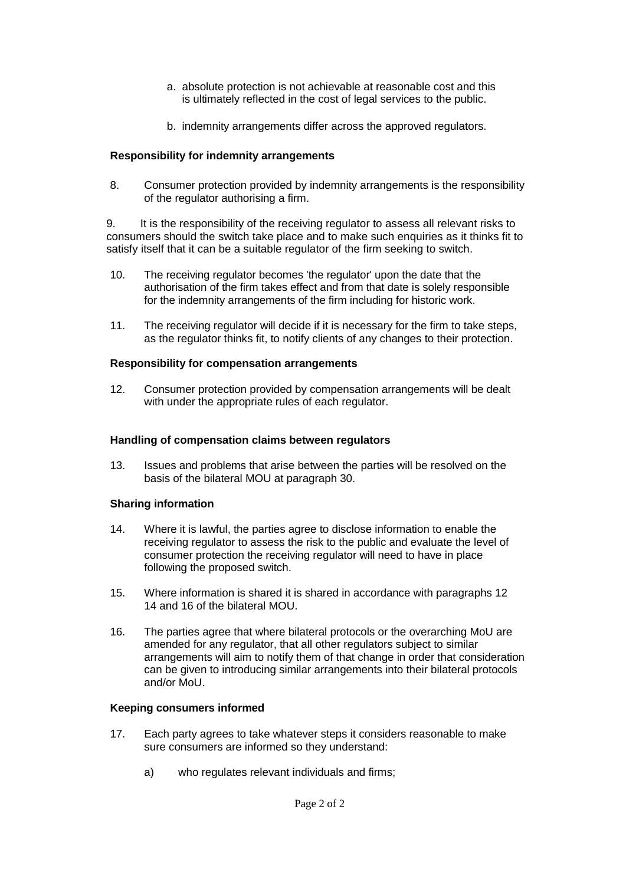a. absolute protection is not achievable at reasonable cost and this is ultimately reflected in the cost of legal services to the public.

b. indemnity arrangements differ across the approved regulators.

**Responsibility for indemnity arrangements**

8. Consumer protection provided by indemnity arrangements is the responsibility of the regulator authorising a firm.

9. It is the responsibility of the receiving regulator to assess all relevant risks to consumers should the switch take place and to make such enquiries as it thinks fit to satisfy itself that it can be a suitable regulator of the firm seeking to switch.

10. The receiving regulator becomes 'the regulator' upon the date that the authorisation of the firm takes effect and from that date is solely responsible for the indemnity arrangements of the firm including for historic work.

11. The receiving regulator will decide if it is necessary for the firm to take steps, as the regulator thinks fit, to notify clients of any changes to their protection.

**Responsibility for compensation arrangements**

12. Consumer protection provided by compensation arrangements will be dealt with under the appropriate rules of each regulator.

**Handling of compensation claims between regulators**

13. Issues and problems that arise between the parties will be resolved on the basis of the bilateral MOU at paragraph 30.

**Sharing information**

14. Where it is lawful, the parties agree to disclose information to enable the receiving regulator to assess the risk to the public and evaluate the level of consumer protection the receiving regulator will need to have in place following the proposed switch.

15. Where information is shared it is shared in accordance with paragraphs 12 14 and 16 of the bilateral MOU.

16. The parties agree that where bilateral protocols or the overarching MoU are amended for any regulator, that all other regulators subject to similar arrangements will aim to notify them of that change in order that consideration can be given to introducing similar arrangements into their bilateral protocols and/or MoU.

**Keeping consumers informed**

17. Each party agrees to take whatever steps it considers reasonable to make sure consumers are informed so they understand:

    a) who regulates relevant individuals and firms;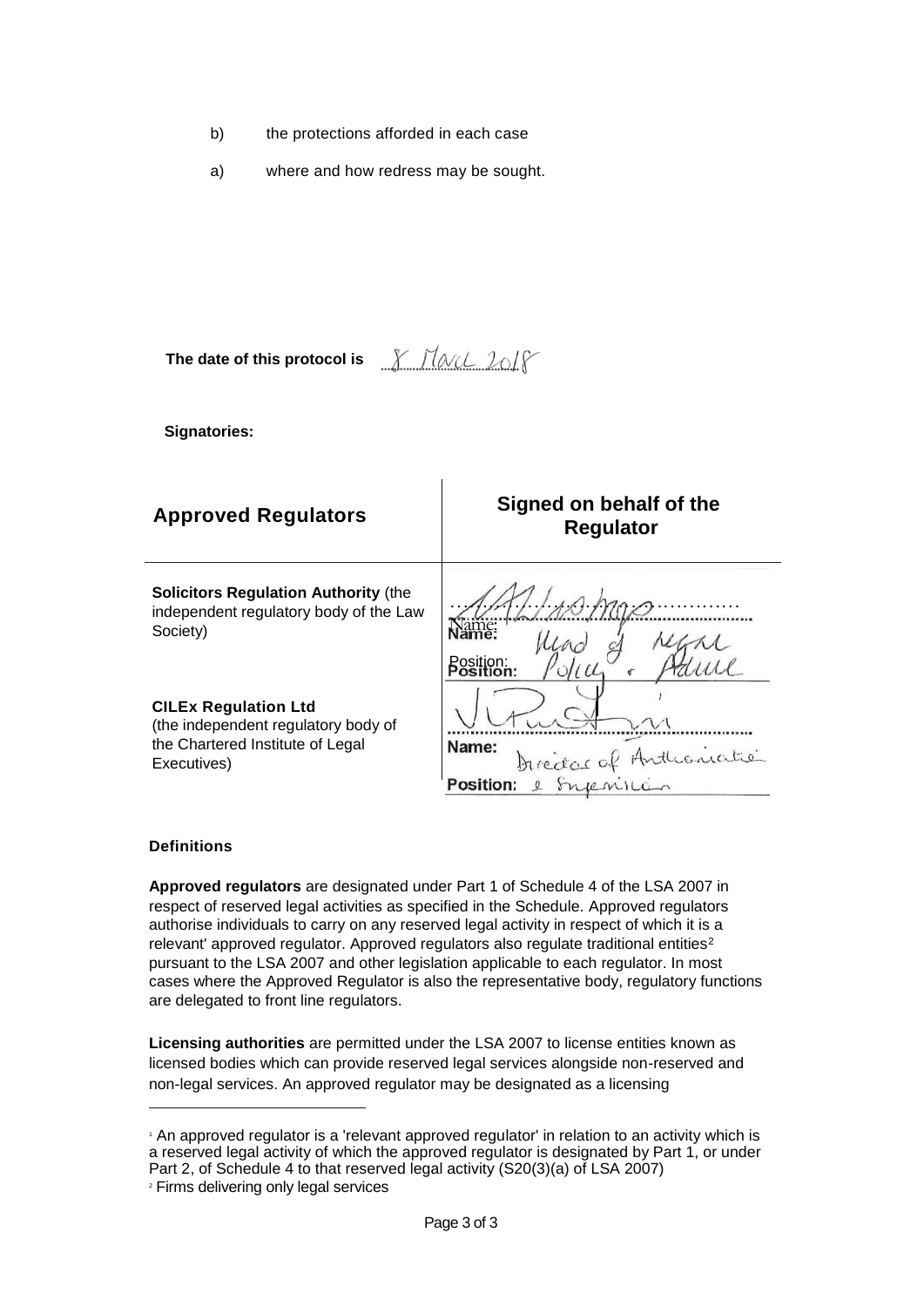b) the protections afforded in each case

a) where and how redress may be sought.

**The date of this protocol is** 8 March 2018

**Signatories:**

| **Approved Regulators** | **Signed on behalf of the Regulator** |
| --- | --- |
| **Solicitors Regulation Authority** (the independent regulatory body of the Law Society) | Name: Position: Head of Legal Policy & Advice |
| **CILEx Regulation Ltd** (the independent regulatory body of the Chartered Institute of Legal Executives) | Name: Position: Director of Authorisation & Supervision |

**Definitions**

**Approved regulators** are designated under Part 1 of Schedule 4 of the LSA 2007 in respect of reserved legal activities as specified in the Schedule. Approved regulators authorise individuals to carry on any reserved legal activity in respect of which it is a relevant' approved regulator. Approved regulators also regulate traditional entities[2] pursuant to the LSA 2007 and other legislation applicable to each regulator. In most cases where the Approved Regulator is also the representative body, regulatory functions are delegated to front line regulators.

**Licensing authorities** are permitted under the LSA 2007 to license entities known as licensed bodies which can provide reserved legal services alongside non-reserved and non-legal services. An approved regulator may be designated as a licensing

[1] An approved regulator is a 'relevant approved regulator' in relation to an activity which is a reserved legal activity of which the approved regulator is designated by Part 1, or under Part 2, of Schedule 4 to that reserved legal activity (S20(3)(a) of LSA 2007)

[2] Firms delivering only legal services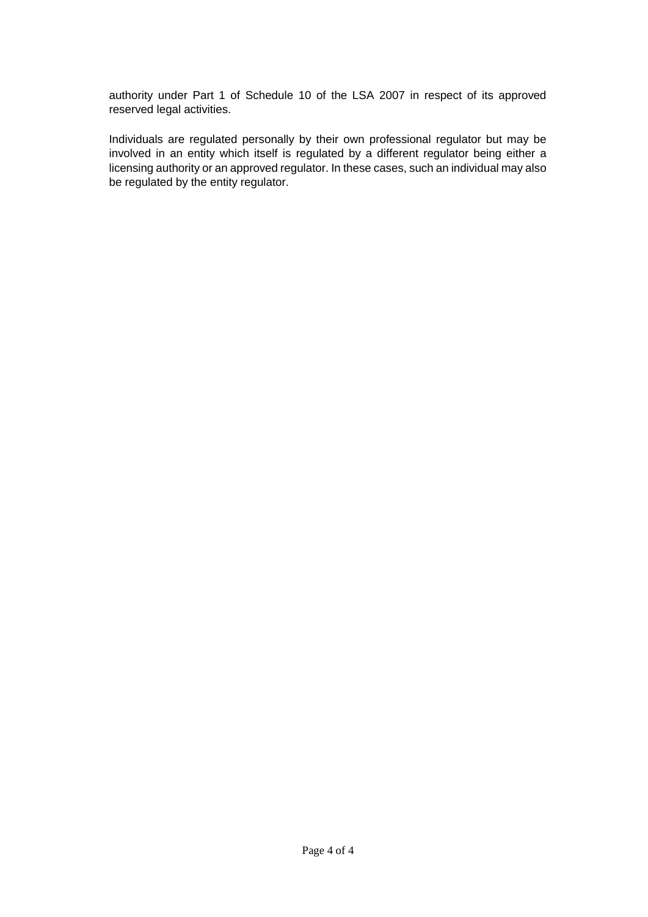authority under Part 1 of Schedule 10 of the LSA 2007 in respect of its approved reserved legal activities.

Individuals are regulated personally by their own professional regulator but may be involved in an entity which itself is regulated by a different regulator being either a licensing authority or an approved regulator. In these cases, such an individual may also be regulated by the entity regulator.